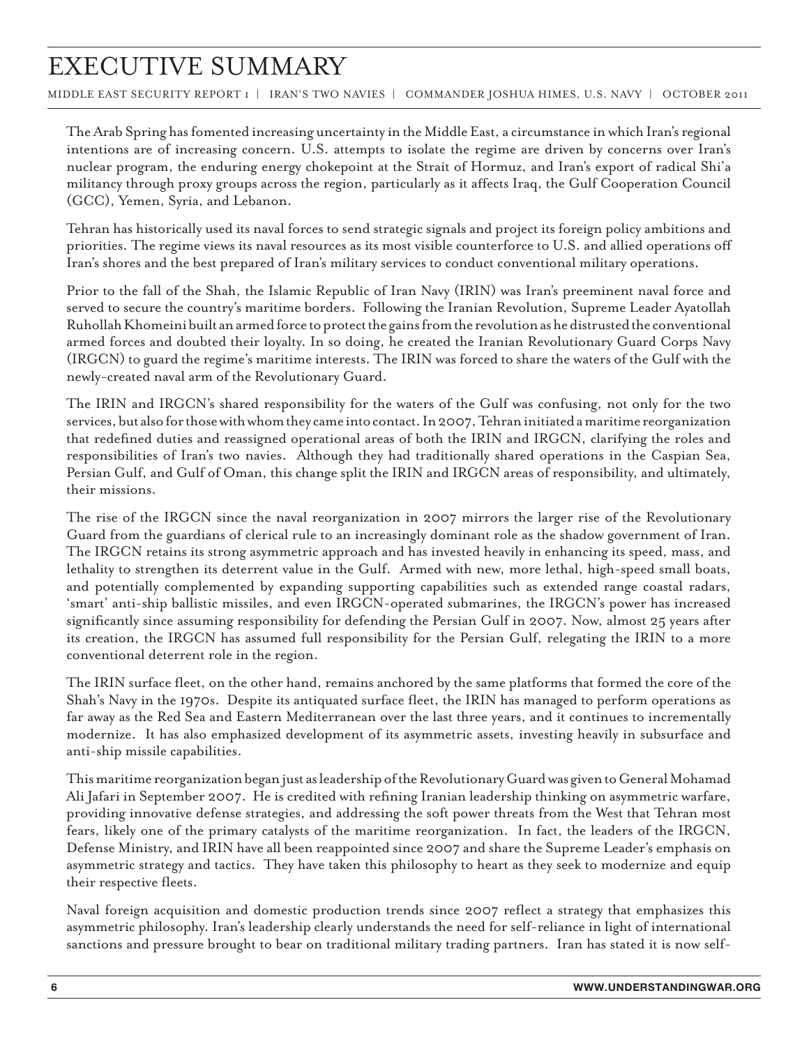# EXECUTIVE SUMMARY

MIDDLE EAST SECURITY REPORT 1 | IRAN'S TWO NAVIES | COMMANDER JOSHUA HIMES, U.S. NAVY | OCTOBER 2011

The Arab Spring has fomented increasing uncertainty in the Middle East, a circumstance in which Iran's regional intentions are of increasing concern. U.S. attempts to isolate the regime are driven by concerns over Iran's nuclear program, the enduring energy chokepoint at the Strait of Hormuz, and Iran's export of radical Shi'a militancy through proxy groups across the region, particularly as it affects Iraq, the Gulf Cooperation Council (GCC), Yemen, Syria, and Lebanon.

Tehran has historically used its naval forces to send strategic signals and project its foreign policy ambitions and priorities. The regime views its naval resources as its most visible counterforce to U.S. and allied operations off Iran's shores and the best prepared of Iran's military services to conduct conventional military operations.

Prior to the fall of the Shah, the Islamic Republic of Iran Navy (IRIN) was Iran's preeminent naval force and served to secure the country's maritime borders. Following the Iranian Revolution, Supreme Leader Ayatollah Ruhollah Khomeini built an armed force to protect the gains from the revolution as he distrusted the conventional armed forces and doubted their loyalty. In so doing, he created the Iranian Revolutionary Guard Corps Navy (IRGCN) to guard the regime's maritime interests. The IRIN was forced to share the waters of the Gulf with the newly-created naval arm of the Revolutionary Guard.

The IRIN and IRGCN's shared responsibility for the waters of the Gulf was confusing, not only for the two services, but also for those with whom they came into contact. In 2007, Tehran initiated a maritime reorganization that redefined duties and reassigned operational areas of both the IRIN and IRGCN, clarifying the roles and responsibilities of Iran's two navies. Although they had traditionally shared operations in the Caspian Sea, Persian Gulf, and Gulf of Oman, this change split the IRIN and IRGCN areas of responsibility, and ultimately, their missions.

The rise of the IRGCN since the naval reorganization in 2007 mirrors the larger rise of the Revolutionary Guard from the guardians of clerical rule to an increasingly dominant role as the shadow government of Iran. The IRGCN retains its strong asymmetric approach and has invested heavily in enhancing its speed, mass, and lethality to strengthen its deterrent value in the Gulf. Armed with new, more lethal, high-speed small boats, and potentially complemented by expanding supporting capabilities such as extended range coastal radars, 'smart' anti-ship ballistic missiles, and even IRGCN-operated submarines, the IRGCN's power has increased significantly since assuming responsibility for defending the Persian Gulf in 2007. Now, almost 25 years after its creation, the IRGCN has assumed full responsibility for the Persian Gulf, relegating the IRIN to a more conventional deterrent role in the region.

The IRIN surface fleet, on the other hand, remains anchored by the same platforms that formed the core of the Shah's Navy in the 1970s. Despite its antiquated surface fleet, the IRIN has managed to perform operations as far away as the Red Sea and Eastern Mediterranean over the last three years, and it continues to incrementally modernize. It has also emphasized development of its asymmetric assets, investing heavily in subsurface and anti-ship missile capabilities.

This maritime reorganization began just as leadership of the Revolutionary Guard was given to General Mohamad Ali Jafari in September 2007. He is credited with refining Iranian leadership thinking on asymmetric warfare, providing innovative defense strategies, and addressing the soft power threats from the West that Tehran most fears, likely one of the primary catalysts of the maritime reorganization. In fact, the leaders of the IRGCN, Defense Ministry, and IRIN have all been reappointed since 2007 and share the Supreme Leader's emphasis on asymmetric strategy and tactics. They have taken this philosophy to heart as they seek to modernize and equip their respective fleets.

Naval foreign acquisition and domestic production trends since 2007 reflect a strategy that emphasizes this asymmetric philosophy. Iran's leadership clearly understands the need for self-reliance in light of international sanctions and pressure brought to bear on traditional military trading partners. Iran has stated it is now self-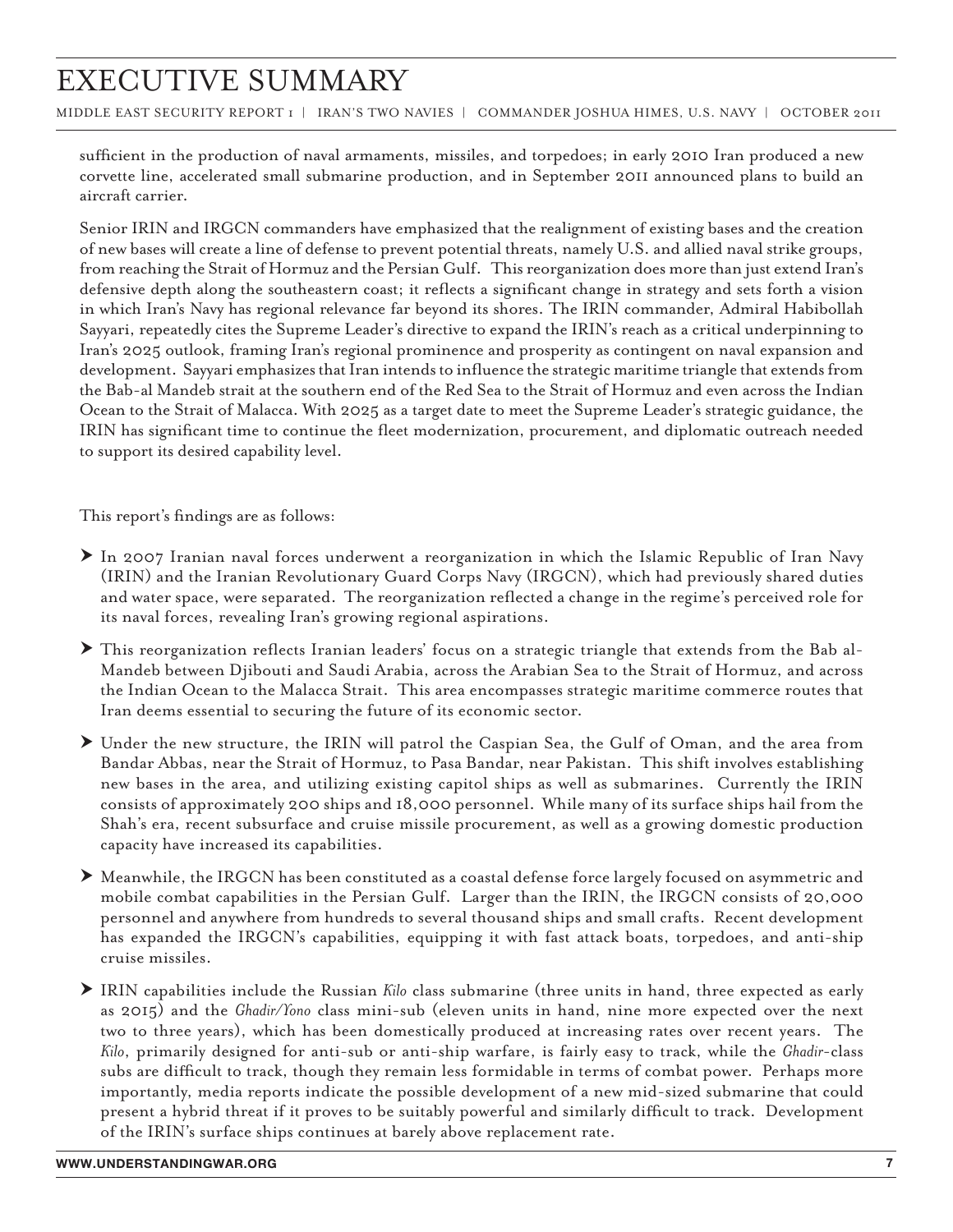sufficient in the production of naval armaments, missiles, and torpedoes; in early 2010 Iran produced a new corvette line, accelerated small submarine production, and in September 2011 announced plans to build an aircraft carrier.

Senior IRIN and IRGCN commanders have emphasized that the realignment of existing bases and the creation of new bases will create a line of defense to prevent potential threats, namely U.S. and allied naval strike groups, from reaching the Strait of Hormuz and the Persian Gulf. This reorganization does more than just extend Iran's defensive depth along the southeastern coast; it reflects a significant change in strategy and sets forth a vision in which Iran's Navy has regional relevance far beyond its shores. The IRIN commander, Admiral Habibollah Sayyari, repeatedly cites the Supreme Leader's directive to expand the IRIN's reach as a critical underpinning to Iran's 2025 outlook, framing Iran's regional prominence and prosperity as contingent on naval expansion and development. Sayyari emphasizes that Iran intends to influence the strategic maritime triangle that extends from the Bab-al Mandeb strait at the southern end of the Red Sea to the Strait of Hormuz and even across the Indian Ocean to the Strait of Malacca. With 2025 as a target date to meet the Supreme Leader's strategic guidance, the IRIN has significant time to continue the fleet modernization, procurement, and diplomatic outreach needed to support its desired capability level.

This report's findings are as follows:

- In 2007 Iranian naval forces underwent a reorganization in which the Islamic Republic of Iran Navy (IRIN) and the Iranian Revolutionary Guard Corps Navy (IRGCN), which had previously shared duties and water space, were separated. The reorganization reflected a change in the regime's perceived role for its naval forces, revealing Iran's growing regional aspirations.
- This reorganization reflects Iranian leaders' focus on a strategic triangle that extends from the Bab al-Mandeb between Djibouti and Saudi Arabia, across the Arabian Sea to the Strait of Hormuz, and across the Indian Ocean to the Malacca Strait. This area encompasses strategic maritime commerce routes that Iran deems essential to securing the future of its economic sector.
- Under the new structure, the IRIN will patrol the Caspian Sea, the Gulf of Oman, and the area from Bandar Abbas, near the Strait of Hormuz, to Pasa Bandar, near Pakistan. This shift involves establishing new bases in the area, and utilizing existing capitol ships as well as submarines. Currently the IRIN consists of approximately 200 ships and 18,000 personnel. While many of its surface ships hail from the Shah's era, recent subsurface and cruise missile procurement, as well as a growing domestic production capacity have increased its capabilities.
- Meanwhile, the IRGCN has been constituted as a coastal defense force largely focused on asymmetric and mobile combat capabilities in the Persian Gulf. Larger than the IRIN, the IRGCN consists of 20,000 personnel and anywhere from hundreds to several thousand ships and small crafts. Recent development has expanded the IRGCN's capabilities, equipping it with fast attack boats, torpedoes, and anti-ship cruise missiles.
- IRIN capabilities include the Russian *Kilo* class submarine (three units in hand, three expected as early as 2015) and the *Ghadir/Yono* class mini-sub (eleven units in hand, nine more expected over the next two to three years), which has been domestically produced at increasing rates over recent years. The *Kilo*, primarily designed for anti-sub or anti-ship warfare, is fairly easy to track, while the *Ghadir*-class subs are difficult to track, though they remain less formidable in terms of combat power. Perhaps more importantly, media reports indicate the possible development of a new mid-sized submarine that could present a hybrid threat if it proves to be suitably powerful and similarly difficult to track. Development of the IRIN's surface ships continues at barely above replacement rate.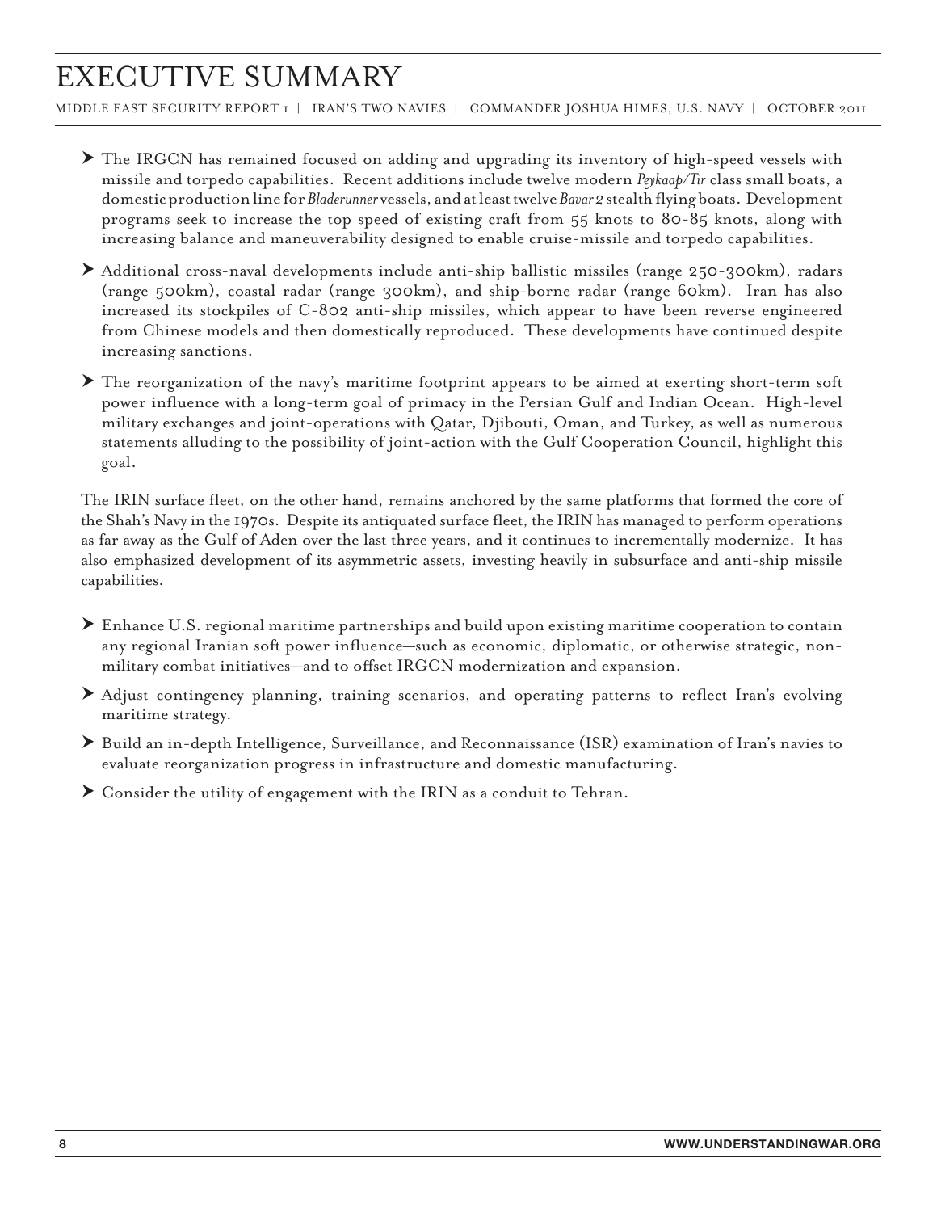# EXECUTIVE SUMMARY

MIDDLE EAST SECURITY REPORT 1 | IRAN'S TWO NAVIES | COMMANDER JOSHUA HIMES, U.S. NAVY | OCTOBER 2011

- The IRGCN has remained focused on adding and upgrading its inventory of high-speed vessels with missile and torpedo capabilities. Recent additions include twelve modern *Peykaap/Tir* class small boats, a domestic production line for *Bladerunner* vessels, and at least twelve *Bavar 2* stealth flying boats. Development programs seek to increase the top speed of existing craft from 55 knots to 80-85 knots, along with increasing balance and maneuverability designed to enable cruise-missile and torpedo capabilities.
- Additional cross-naval developments include anti-ship ballistic missiles (range 250-300km), radars (range 500km), coastal radar (range 300km), and ship-borne radar (range 60km). Iran has also increased its stockpiles of C-802 anti-ship missiles, which appear to have been reverse engineered from Chinese models and then domestically reproduced. These developments have continued despite increasing sanctions.
- The reorganization of the navy's maritime footprint appears to be aimed at exerting short-term soft power influence with a long-term goal of primacy in the Persian Gulf and Indian Ocean. High-level military exchanges and joint-operations with Qatar, Djibouti, Oman, and Turkey, as well as numerous statements alluding to the possibility of joint-action with the Gulf Cooperation Council, highlight this goal.

The IRIN surface fleet, on the other hand, remains anchored by the same platforms that formed the core of the Shah's Navy in the 1970s. Despite its antiquated surface fleet, the IRIN has managed to perform operations as far away as the Gulf of Aden over the last three years, and it continues to incrementally modernize. It has also emphasized development of its asymmetric assets, investing heavily in subsurface and anti-ship missile capabilities.

- Enhance U.S. regional maritime partnerships and build upon existing maritime cooperation to contain any regional Iranian soft power influence—such as economic, diplomatic, or otherwise strategic, non-military combat initiatives—and to offset IRGCN modernization and expansion.
- Adjust contingency planning, training scenarios, and operating patterns to reflect Iran's evolving maritime strategy.
- Build an in-depth Intelligence, Surveillance, and Reconnaissance (ISR) examination of Iran's navies to evaluate reorganization progress in infrastructure and domestic manufacturing.
- Consider the utility of engagement with the IRIN as a conduit to Tehran.